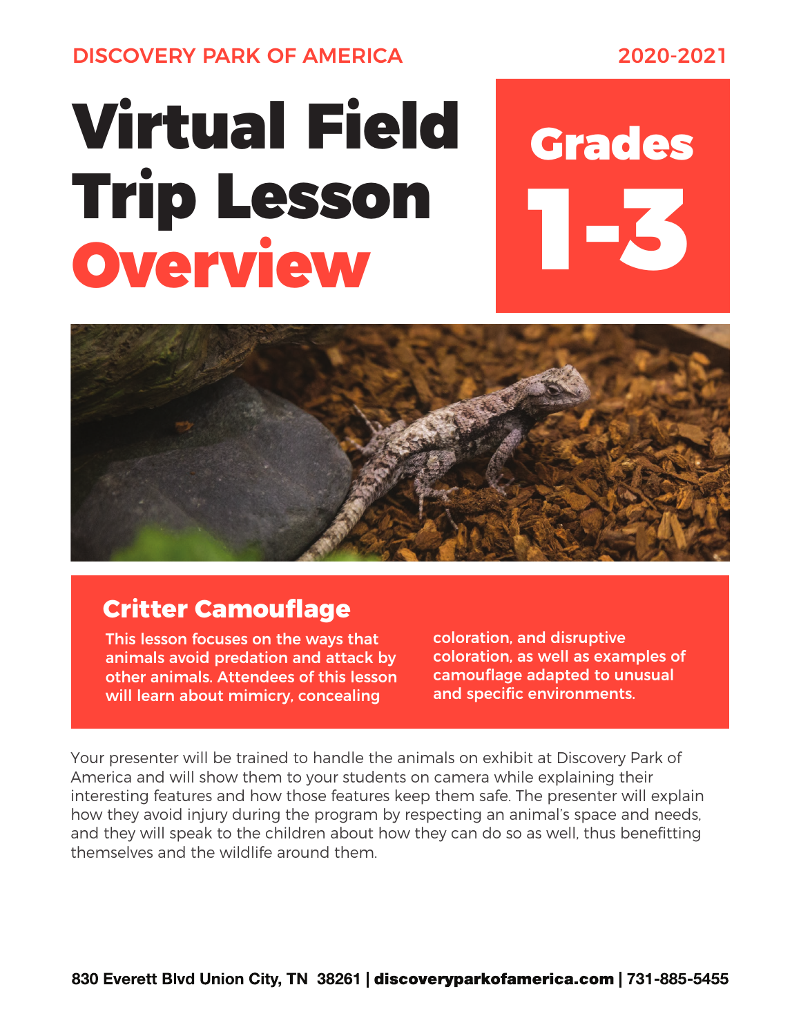DISCOVERY PARK OF AMERICA

2020-2021

# Virtual Field Trip Lesson Overview

## Grades 1-3

## Critter Camouflage

This lesson focuses on the ways that animals avoid predation and attack by other animals. Attendees of this lesson will learn about mimicry, concealing coloration, and disruptive coloration, as well as examples of camouflage adapted to unusual and specific environments.

Your presenter will be trained to handle the animals on exhibit at Discovery Park of America and will show them to your students on camera while explaining their interesting features and how those features keep them safe. The presenter will explain how they avoid injury during the program by respecting an animal's space and needs, and they will speak to the children about how they can do so as well, thus benefitting themselves and the wildlife around them.

830 Everett Blvd Union City, TN 38261 | **discoveryparkofamerica.com** | 731-885-5455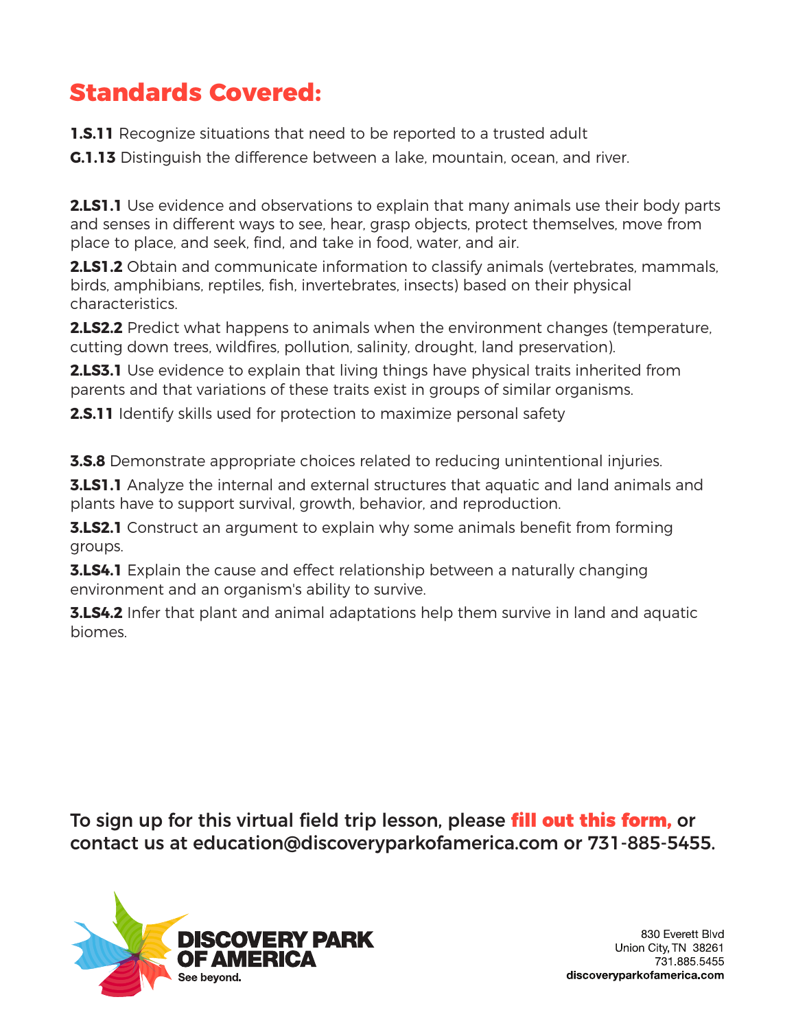# Standards Covered:

**1.S.11** Recognize situations that need to be reported to a trusted adult

**G.1.13** Distinguish the difference between a lake, mountain, ocean, and river.

**2.LS1.1** Use evidence and observations to explain that many animals use their body parts and senses in different ways to see, hear, grasp objects, protect themselves, move from place to place, and seek, find, and take in food, water, and air.

**2.LS1.2** Obtain and communicate information to classify animals (vertebrates, mammals, birds, amphibians, reptiles, fish, invertebrates, insects) based on their physical characteristics.

**2.LS2.2** Predict what happens to animals when the environment changes (temperature, cutting down trees, wildfires, pollution, salinity, drought, land preservation).

**2.LS3.1** Use evidence to explain that living things have physical traits inherited from parents and that variations of these traits exist in groups of similar organisms.

**2.S.11** Identify skills used for protection to maximize personal safety

**3.S.8** Demonstrate appropriate choices related to reducing unintentional injuries.

**3.LS1.1** Analyze the internal and external structures that aquatic and land animals and plants have to support survival, growth, behavior, and reproduction.

**3.LS2.1** Construct an argument to explain why some animals benefit from forming groups.

**3.LS4.1** Explain the cause and effect relationship between a naturally changing environment and an organism's ability to survive.

**3.LS4.2** Infer that plant and animal adaptations help them survive in land and aquatic biomes.

To sign up for this virtual field trip lesson, please **fill out this form,** or contact us at education@discoveryparkofamerica.com or 731-885-5455.

DISCOVERY PARK OF AMERICA
See beyond.

830 Everett Blvd
Union City, TN 38261
731.885.5455
**discoveryparkofamerica.com**